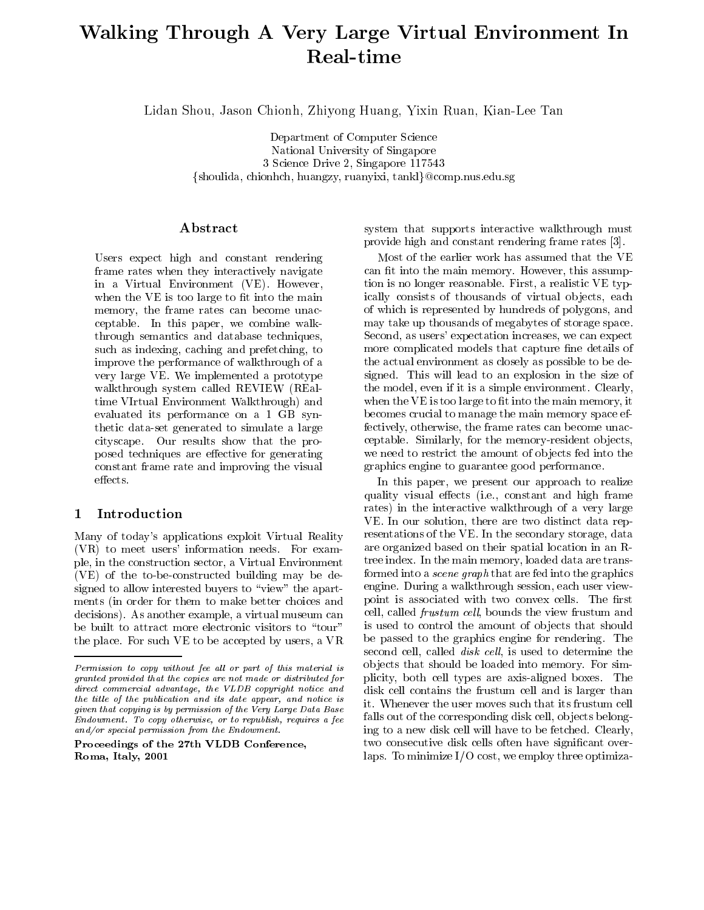# Walking Through A Very Large Virtual Environment In Real-time

Lidan Shou, Jason Chionh, Zhiyong Huang, Yixin Ruan, Kian-Lee Tan

Department of Computer Science
National University of Singapore
3 Science Drive 2, Singapore 117543
{shoulida, chionhch, huangzy, ruanyixi, tankl}@comp.nus.edu.sg

## Abstract

Users expect high and constant rendering frame rates when they interactively navigate in a Virtual Environment (VE). However, when the VE is too large to fit into the main memory, the frame rates can become unacceptable. In this paper, we combine walkthrough semantics and database techniques, such as indexing, caching and prefetching, to improve the performance of walkthrough of a very large VE. We implemented a prototype walkthrough system called REVIEW (REal-time VIrtual Environment Walkthrough) and evaluated its performance on a 1 GB synthetic data-set generated to simulate a large cityscape. Our results show that the proposed techniques are effective for generating constant frame rate and improving the visual effects.

## 1 Introduction

Many of today's applications exploit Virtual Reality (VR) to meet users' information needs. For example, in the construction sector, a Virtual Environment (VE) of the to-be-constructed building may be designed to allow interested buyers to "view" the apartments (in order for them to make better choices and decisions). As another example, a virtual museum can be built to attract more electronic visitors to "tour" the place. For such VE to be accepted by users, a VR system that supports interactive walkthrough must provide high and constant rendering frame rates [3].

Most of the earlier work has assumed that the VE can fit into the main memory. However, this assumption is no longer reasonable. First, a realistic VE typically consists of thousands of virtual objects, each of which is represented by hundreds of polygons, and may take up thousands of megabytes of storage space. Second, as users' expectation increases, we can expect more complicated models that capture fine details of the actual environment as closely as possible to be designed. This will lead to an explosion in the size of the model, even if it is a simple environment. Clearly, when the VE is too large to fit into the main memory, it becomes crucial to manage the main memory space effectively, otherwise, the frame rates can become unacceptable. Similarly, for the memory-resident objects, we need to restrict the amount of objects fed into the graphics engine to guarantee good performance.

In this paper, we present our approach to realize quality visual effects (i.e., constant and high frame rates) in the interactive walkthrough of a very large VE. In our solution, there are two distinct data representations of the VE. In the secondary storage, data are organized based on their spatial location in an R-tree index. In the main memory, loaded data are transformed into a *scene graph* that are fed into the graphics engine. During a walkthrough session, each user viewpoint is associated with two convex cells. The first cell, called *frustum cell*, bounds the view frustum and is used to control the amount of objects that should be passed to the graphics engine for rendering. The second cell, called *disk cell*, is used to determine the objects that should be loaded into memory. For simplicity, both cell types are axis-aligned boxes. The disk cell contains the frustum cell and is larger than it. Whenever the user moves such that its frustum cell falls out of the corresponding disk cell, objects belonging to a new disk cell will have to be fetched. Clearly, two consecutive disk cells often have significant overlaps. To minimize I/O cost, we employ three optimiza-

*Permission to copy without fee all or part of this material is granted provided that the copies are not made or distributed for direct commercial advantage, the VLDB copyright notice and the title of the publication and its date appear, and notice is given that copying is by permission of the Very Large Data Base Endowment. To copy otherwise, or to republish, requires a fee and/or special permission from the Endowment.*

**Proceedings of the 27th VLDB Conference, Roma, Italy, 2001**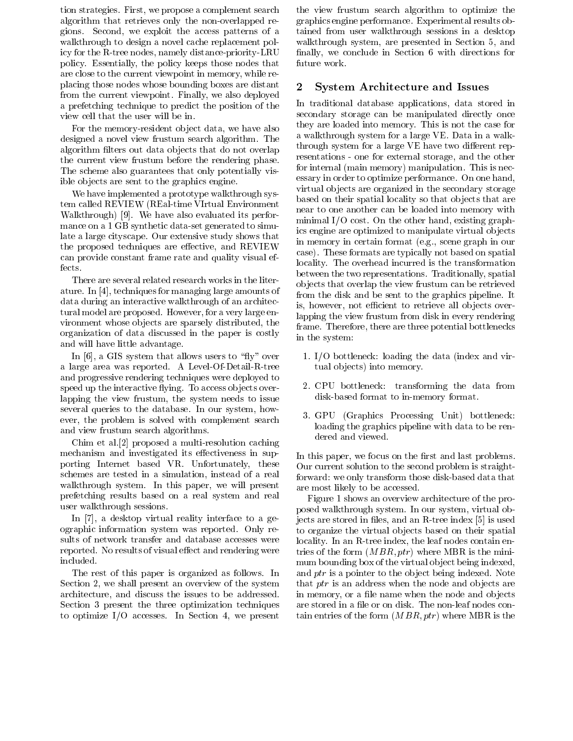tion strategies. First, we propose a complement search algorithm that retrieves only the non-overlapped regions. Second, we exploit the access patterns of a walkthrough to design a novel cache replacement policy for the R-tree nodes, namely distance-priority-LRU policy. Essentially, the policy keeps those nodes that are close to the current viewpoint in memory, while replacing those nodes whose bounding boxes are distant from the current viewpoint. Finally, we also deployed a prefetching technique to predict the position of the view cell that the user will be in.

For the memory-resident object data, we have also designed a novel view frustum search algorithm. The algorithm filters out data objects that do not overlap the current view frustum before the rendering phase. The scheme also guarantees that only potentially visible objects are sent to the graphics engine.

We have implemented a prototype walkthrough system called REVIEW (REal-time VIrtual Environment Walkthrough) [9]. We have also evaluated its performance on a 1 GB synthetic data-set generated to simulate a large cityscape. Our extensive study shows that the proposed techniques are effective, and REVIEW can provide constant frame rate and quality visual effects.

There are several related research works in the literature. In [4], techniques for managing large amounts of data during an interactive walkthrough of an architectural model are proposed. However, for a very large environment whose objects are sparsely distributed, the organization of data discussed in the paper is costly and will have little advantage.

In [6], a GIS system that allows users to "fly" over a large area was reported. A Level-Of-Detail-R-tree and progressive rendering techniques were deployed to speed up the interactive flying. To access objects overlapping the view frustum, the system needs to issue several queries to the database. In our system, however, the problem is solved with complement search and view frustum search algorithms.

Chim et al.[2] proposed a multi-resolution caching mechanism and investigated its effectiveness in supporting Internet based VR. Unfortunately, these schemes are tested in a simulation, instead of a real walkthrough system. In this paper, we will present prefetching results based on a real system and real user walkthrough sessions.

In [7], a desktop virtual reality interface to a geographic information system was reported. Only results of network transfer and database accesses were reported. No results of visual effect and rendering were included.

The rest of this paper is organized as follows. In Section 2, we shall present an overview of the system architecture, and discuss the issues to be addressed. Section 3 present the three optimization techniques to optimize I/O accesses. In Section 4, we present the view frustum search algorithm to optimize the graphics engine performance. Experimental results obtained from user walkthrough sessions in a desktop walkthrough system, are presented in Section 5, and finally, we conclude in Section 6 with directions for future work.

## 2 System Architecture and Issues

In traditional database applications, data stored in secondary storage can be manipulated directly once they are loaded into memory. This is not the case for a walkthrough system for a large VE. Data in a walkthrough system for a large VE have two different representations - one for external storage, and the other for internal (main memory) manipulation. This is necessary in order to optimize performance. On one hand, virtual objects are organized in the secondary storage based on their spatial locality so that objects that are near to one another can be loaded into memory with minimal I/O cost. On the other hand, existing graphics engine are optimized to manipulate virtual objects in memory in certain format (e.g., scene graph in our case). These formats are typically not based on spatial locality. The overhead incurred is the transformation between the two representations. Traditionally, spatial objects that overlap the view frustum can be retrieved from the disk and be sent to the graphics pipeline. It is, however, not efficient to retrieve all objects overlapping the view frustum from disk in every rendering frame. Therefore, there are three potential bottlenecks in the system:

1. I/O bottleneck: loading the data (index and virtual objects) into memory.
2. CPU bottleneck: transforming the data from disk-based format to in-memory format.
3. GPU (Graphics Processing Unit) bottleneck: loading the graphics pipeline with data to be rendered and viewed.

In this paper, we focus on the first and last problems. Our current solution to the second problem is straightforward: we only transform those disk-based data that are most likely to be accessed.

Figure 1 shows an overview architecture of the proposed walkthrough system. In our system, virtual objects are stored in files, and an R-tree index [5] is used to organize the virtual objects based on their spatial locality. In an R-tree index, the leaf nodes contain entries of the form $(MBR, ptr)$ where MBR is the minimum bounding box of the virtual object being indexed, and $ptr$ is a pointer to the object being indexed. Note that $ptr$ is an address when the node and objects are in memory, or a file name when the node and objects are stored in a file or on disk. The non-leaf nodes contain entries of the form $(MBR, ptr)$ where MBR is the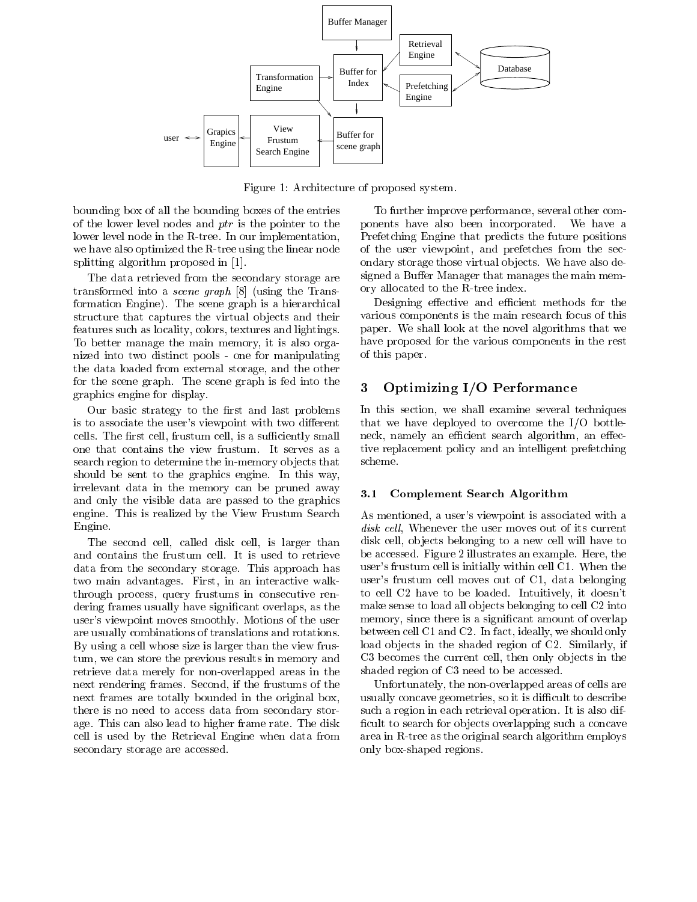Figure 1: Architecture of proposed system.

bounding box of all the bounding boxes of the entries of the lower level nodes and *ptr* is the pointer to the lower level node in the R-tree. In our implementation, we have also optimized the R-tree using the linear node splitting algorithm proposed in [1].

The data retrieved from the secondary storage are transformed into a *scene graph* [8] (using the Transformation Engine). The scene graph is a hierarchical structure that captures the virtual objects and their features such as locality, colors, textures and lightings. To better manage the main memory, it is also organized into two distinct pools - one for manipulating the data loaded from external storage, and the other for the scene graph. The scene graph is fed into the graphics engine for display.

Our basic strategy to the first and last problems is to associate the user's viewpoint with two different cells. The first cell, frustum cell, is a sufficiently small one that contains the view frustum. It serves as a search region to determine the in-memory objects that should be sent to the graphics engine. In this way, irrelevant data in the memory can be pruned away and only the visible data are passed to the graphics engine. This is realized by the View Frustum Search Engine.

The second cell, called disk cell, is larger than and contains the frustum cell. It is used to retrieve data from the secondary storage. This approach has two main advantages. First, in an interactive walk-through process, query frustums in consecutive rendering frames usually have significant overlaps, as the user's viewpoint moves smoothly. Motions of the user are usually combinations of translations and rotations. By using a cell whose size is larger than the view frustum, we can store the previous results in memory and retrieve data merely for non-overlapped areas in the next rendering frames. Second, if the frustums of the next frames are totally bounded in the original box, there is no need to access data from secondary storage. This can also lead to higher frame rate. The disk cell is used by the Retrieval Engine when data from secondary storage are accessed.

To further improve performance, several other components have also been incorporated. We have a Prefetching Engine that predicts the future positions of the user viewpoint, and prefetches from the secondary storage those virtual objects. We have also designed a Buffer Manager that manages the main memory allocated to the R-tree index.

Designing effective and efficient methods for the various components is the main research focus of this paper. We shall look at the novel algorithms that we have proposed for the various components in the rest of this paper.

## 3 Optimizing I/O Performance

In this section, we shall examine several techniques that we have deployed to overcome the I/O bottleneck, namely an efficient search algorithm, an effective replacement policy and an intelligent prefetching scheme.

### 3.1 Complement Search Algorithm

As mentioned, a user's viewpoint is associated with a *disk cell*, Whenever the user moves out of its current disk cell, objects belonging to a new cell will have to be accessed. Figure 2 illustrates an example. Here, the user's frustum cell is initially within cell C1. When the user's frustum cell moves out of C1, data belonging to cell C2 have to be loaded. Intuitively, it doesn't make sense to load all objects belonging to cell C2 into memory, since there is a significant amount of overlap between cell C1 and C2. In fact, ideally, we should only load objects in the shaded region of C2. Similarly, if C3 becomes the current cell, then only objects in the shaded region of C3 need to be accessed.

Unfortunately, the non-overlapped areas of cells are usually concave geometries, so it is difficult to describe such a region in each retrieval operation. It is also difficult to search for objects overlapping such a concave area in R-tree as the original search algorithm employs only box-shaped regions.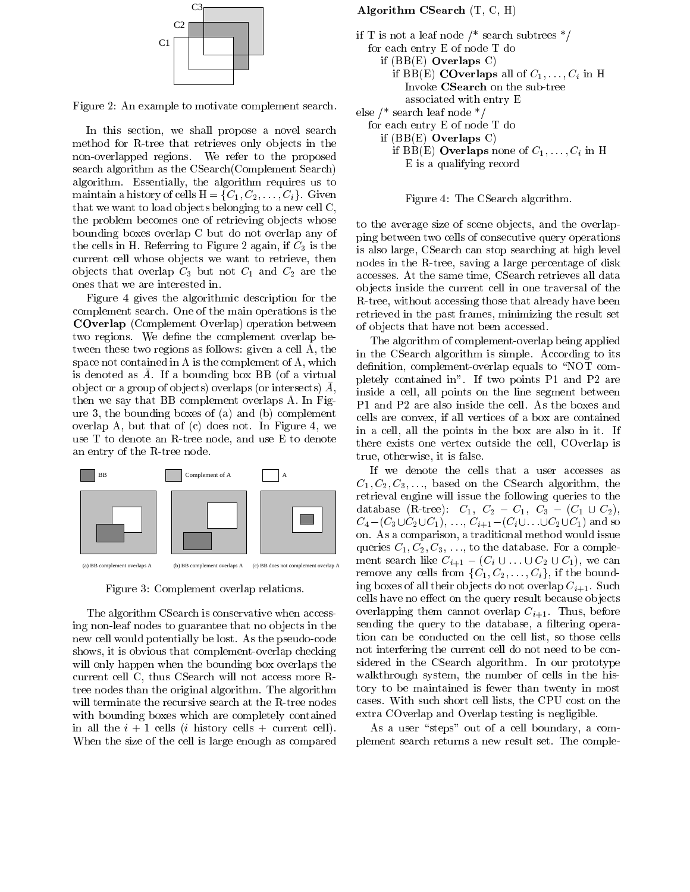Figure 2: An example to motivate complement search.

In this section, we shall propose a novel search method for R-tree that retrieves only objects in the non-overlapped regions. We refer to the proposed search algorithm as the CSearch(Complement Search) algorithm. Essentially, the algorithm requires us to maintain a history of cells H = $\{C_1, C_2, \ldots, C_i\}$. Given that we want to load objects belonging to a new cell C, the problem becomes one of retrieving objects whose bounding boxes overlap C but do not overlap any of the cells in H. Referring to Figure 2 again, if $C_3$ is the current cell whose objects we want to retrieve, then objects that overlap $C_3$ but not $C_1$ and $C_2$ are the ones that we are interested in.

Figure 4 gives the algorithmic description for the complement search. One of the main operations is the **COverlap** (Complement Overlap) operation between two regions. We define the complement overlap between these two regions as follows: given a cell A, the space not contained in A is the complement of A, which is denoted as $\bar{A}$. If a bounding box BB (of a virtual object or a group of objects) overlaps (or intersects) $\bar{A}$, then we say that BB complement overlaps A. In Figure 3, the bounding boxes of (a) and (b) complement overlap A, but that of (c) does not. In Figure 4, we use T to denote an R-tree node, and use E to denote an entry of the R-tree node.

(a) BB complement overlaps A (b) BB complement overlaps A (c) BB does not complement overlap A

Figure 3: Complement overlap relations.

The algorithm CSearch is conservative when accessing non-leaf nodes to guarantee that no objects in the new cell would potentially be lost. As the pseudo-code shows, it is obvious that complement-overlap checking will only happen when the bounding box overlaps the current cell C, thus CSearch will not access more R-tree nodes than the original algorithm. The algorithm will terminate the recursive search at the R-tree nodes with bounding boxes which are completely contained in all the $i + 1$ cells ($i$ history cells + current cell). When the size of the cell is large enough as compared to the average size of scene objects, and the overlapping between two cells of consecutive query operations is also large, CSearch can stop searching at high level nodes in the R-tree, saving a large percentage of disk accesses. At the same time, CSearch retrieves all data objects inside the current cell in one traversal of the R-tree, without accessing those that already have been retrieved in the past frames, minimizing the result set of objects that have not been accessed.

**Algorithm CSearch** (T, C, H)

```
if T is not a leaf node /* search subtrees */
   for each entry E of node T do
      if (BB(E) Overlaps C)
         if BB(E) COverlaps all of C1,...,Ci in H
            Invoke CSearch on the sub-tree
            associated with entry E
else /* search leaf node */
   for each entry E of node T do
      if (BB(E) Overlaps C)
         if BB(E) Overlaps none of C1,...,Ci in H
            E is a qualifying record
```

Figure 4: The CSearch algorithm.

The algorithm of complement-overlap being applied in the CSearch algorithm is simple. According to its definition, complement-overlap equals to "NOT completely contained in". If two points P1 and P2 are inside a cell, all points on the line segment between P1 and P2 are also inside the cell. As the boxes and cells are convex, if all vertices of a box are contained in a cell, all the points in the box are also in it. If there exists one vertex outside the cell, COverlap is true, otherwise, it is false.

If we denote the cells that a user accesses as $C_1, C_2, C_3, \ldots$, based on the CSearch algorithm, the retrieval engine will issue the following queries to the database (R-tree): $C_1$, $C_2 - C_1$, $C_3 - (C_1 \cup C_2)$, $C_4 - (C_3 \cup C_2 \cup C_1)$, $\ldots$, $C_{i+1} - (C_i \cup \ldots \cup C_2 \cup C_1)$ and so on. As a comparison, a traditional method would issue queries $C_1, C_2, C_3, \ldots$, to the database. For a complement search like $C_{i+1} - (C_i \cup \ldots \cup C_2 \cup C_1)$, we can remove any cells from $\{C_1, C_2, \ldots, C_i\}$, if the bounding boxes of all their objects do not overlap $C_{i+1}$. Such cells have no effect on the query result because objects overlapping them cannot overlap $C_{i+1}$. Thus, before sending the query to the database, a filtering operation can be conducted on the cell list, so those cells not interfering the current cell do not need to be considered in the CSearch algorithm. In our prototype walkthrough system, the number of cells in the history to be maintained is fewer than twenty in most cases. With such short cell lists, the CPU cost on the extra COverlap and Overlap testing is negligible.

As a user "steps" out of a cell boundary, a complement search returns a new result set. The comple-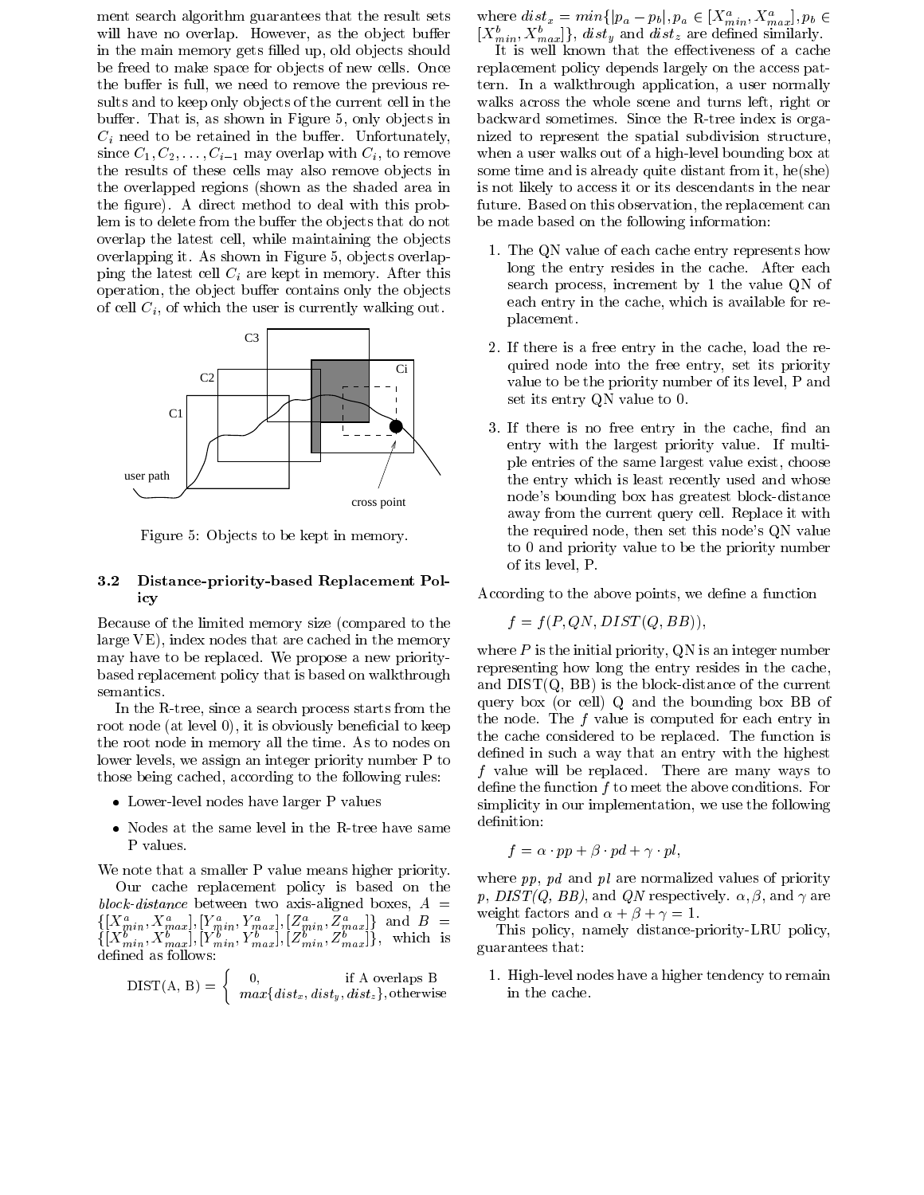ment search algorithm guarantees that the result sets will have no overlap. However, as the object buffer in the main memory gets filled up, old objects should be freed to make space for objects of new cells. Once the buffer is full, we need to remove the previous results and to keep only objects of the current cell in the buffer. That is, as shown in Figure 5, only objects in $C_i$ need to be retained in the buffer. Unfortunately, since $C_1, C_2, \ldots, C_{i-1}$ may overlap with $C_i$, to remove the results of these cells may also remove objects in the overlapped regions (shown as the shaded area in the figure). A direct method to deal with this problem is to delete from the buffer the objects that do not overlap the latest cell, while maintaining the objects overlapping it. As shown in Figure 5, objects overlapping the latest cell $C_i$ are kept in memory. After this operation, the object buffer contains only the objects of cell $C_i$, of which the user is currently walking out.

Figure 5: Objects to be kept in memory.

### 3.2 Distance-priority-based Replacement Policy

Because of the limited memory size (compared to the large VE), index nodes that are cached in the memory may have to be replaced. We propose a new priority-based replacement policy that is based on walkthrough semantics.

In the R-tree, since a search process starts from the root node (at level 0), it is obviously beneficial to keep the root node in memory all the time. As to nodes on lower levels, we assign an integer priority number P to those being cached, according to the following rules:

- Lower-level nodes have larger P values
- Nodes at the same level in the R-tree have same P values.

We note that a smaller P value means higher priority.

Our cache replacement policy is based on the *block-distance* between two axis-aligned boxes, $A = \{[X^a_{min}, X^a_{max}], [Y^a_{min}, Y^a_{max}], [Z^a_{min}, Z^a_{max}]\}$ and $B = \{[X^b_{min}, X^b_{max}], [Y^b_{min}, Y^b_{max}], [Z^b_{min}, Z^b_{max}]\}$, which is defined as follows:

$$\text{DIST(A, B)} = \begin{cases} 0, & \text{if A overlaps B} \\ max\{dist_x, dist_y, dist_z\}, & \text{otherwise} \end{cases}$$

where $dist_x = min\{|p_a - p_b|, p_a \in [X^a_{min}, X^a_{max}], p_b \in [X^b_{min}, X^b_{max}]\}$, $dist_y$ and $dist_z$ are defined similarly.

It is well known that the effectiveness of a cache replacement policy depends largely on the access pattern. In a walkthrough application, a user normally walks across the whole scene and turns left, right or backward sometimes. Since the R-tree index is organized to represent the spatial subdivision structure, when a user walks out of a high-level bounding box at some time and is already quite distant from it, he(she) is not likely to access it or its descendants in the near future. Based on this observation, the replacement can be made based on the following information:

1. The QN value of each cache entry represents how long the entry resides in the cache. After each search process, increment by 1 the value QN of each entry in the cache, which is available for replacement.
2. If there is a free entry in the cache, load the required node into the free entry, set its priority value to be the priority number of its level, P and set its entry QN value to 0.
3. If there is no free entry in the cache, find an entry with the largest priority value. If multiple entries of the same largest value exist, choose the entry which is least recently used and whose node's bounding box has greatest block-distance away from the current query cell. Replace it with the required node, then set this node's QN value to 0 and priority value to be the priority number of its level, P.

According to the above points, we define a function

$$f = f(P, QN, DIST(Q, BB)),$$

where $P$ is the initial priority, QN is an integer number representing how long the entry resides in the cache, and DIST(Q, BB) is the block-distance of the current query box (or cell) Q and the bounding box BB of the node. The $f$ value is computed for each entry in the cache considered to be replaced. The function is defined in such a way that an entry with the highest $f$ value will be replaced. There are many ways to define the function $f$ to meet the above conditions. For simplicity in our implementation, we use the following definition:

$$f = \alpha \cdot pp + \beta \cdot pd + \gamma \cdot pl,$$

where $pp$, $pd$ and $pl$ are normalized values of priority $p$, *DIST(Q, BB)*, and $QN$ respectively. $\alpha, \beta$, and $\gamma$ are weight factors and $\alpha + \beta + \gamma = 1$.

This policy, namely distance-priority-LRU policy, guarantees that:

1. High-level nodes have a higher tendency to remain in the cache.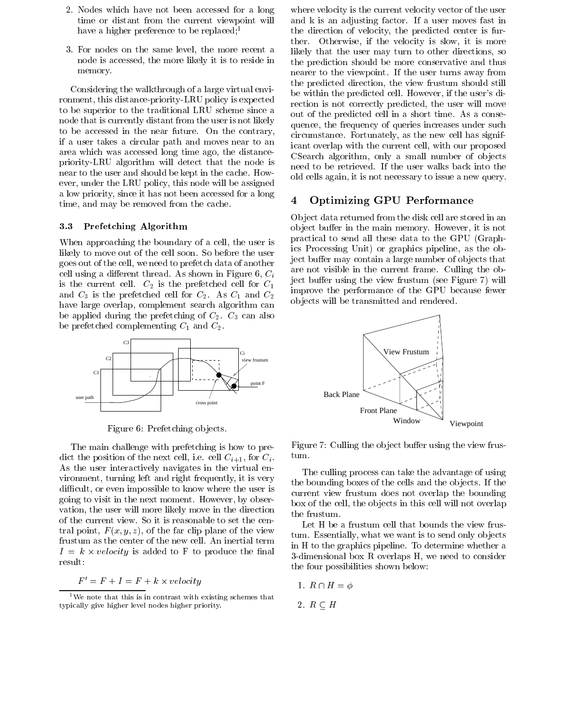2. Nodes which have not been accessed for a long time or distant from the current viewpoint will have a higher preference to be replaced;[1]

3. For nodes on the same level, the more recent a node is accessed, the more likely it is to reside in memory.

Considering the walkthrough of a large virtual environment, this distance-priority-LRU policy is expected to be superior to the traditional LRU scheme since a node that is currently distant from the user is not likely to be accessed in the near future. On the contrary, if a user takes a circular path and moves near to an area which was accessed long time ago, the distance-priority-LRU algorithm will detect that the node is near to the user and should be kept in the cache. However, under the LRU policy, this node will be assigned a low priority, since it has not been accessed for a long time, and may be removed from the cache.

### 3.3 Prefetching Algorithm

When approaching the boundary of a cell, the user is likely to move out of the cell soon. So before the user goes out of the cell, we need to prefetch data of another cell using a different thread. As shown in Figure 6, $C_i$ is the current cell. $C_2$ is the prefetched cell for $C_1$ and $C_3$ is the prefetched cell for $C_2$. As $C_1$ and $C_2$ have large overlap, complement search algorithm can be applied during the prefetching of $C_2$. $C_3$ can also be prefetched complementing $C_1$ and $C_2$.

Figure 6: Prefetching objects.

The main challenge with prefetching is how to predict the position of the next cell, i.e. cell $C_{i+1}$, for $C_i$. As the user interactively navigates in the virtual environment, turning left and right frequently, it is very difficult, or even impossible to know where the user is going to visit in the next moment. However, by observation, the user will more likely move in the direction of the current view. So it is reasonable to set the central point, $F(x, y, z)$, of the far clip plane of the view frustum as the center of the new cell. An inertial term $I = k \times velocity$ is added to F to produce the final result:

$$F' = F + I = F + k \times velocity$$

where velocity is the current velocity vector of the user and k is an adjusting factor. If a user moves fast in the direction of velocity, the predicted center is further. Otherwise, if the velocity is slow, it is more likely that the user may turn to other directions, so the prediction should be more conservative and thus nearer to the viewpoint. If the user turns away from the predicted direction, the view frustum should still be within the predicted cell. However, if the user's direction is not correctly predicted, the user will move out of the predicted cell in a short time. As a consequence, the frequency of queries increases under such circumstance. Fortunately, as the new cell has significant overlap with the current cell, with our proposed CSearch algorithm, only a small number of objects need to be retrieved. If the user walks back into the old cells again, it is not necessary to issue a new query.

## 4 Optimizing GPU Performance

Object data returned from the disk cell are stored in an object buffer in the main memory. However, it is not practical to send all these data to the GPU (Graphics Processing Unit) or graphics pipeline, as the object buffer may contain a large number of objects that are not visible in the current frame. Culling the object buffer using the view frustum (see Figure 7) will improve the performance of the GPU because fewer objects will be transmitted and rendered.

Figure 7: Culling the object buffer using the view frustum.

The culling process can take the advantage of using the bounding boxes of the cells and the objects. If the current view frustum does not overlap the bounding box of the cell, the objects in this cell will not overlap the frustum.

Let H be a frustum cell that bounds the view frustum. Essentially, what we want is to send only objects in H to the graphics pipeline. To determine whether a 3-dimensional box R overlaps H, we need to consider the four possibilities shown below:

1. $R \cap H = \phi$

2. $R \subseteq H$

[1] We note that this is in contrast with existing schemes that typically give higher level nodes higher priority.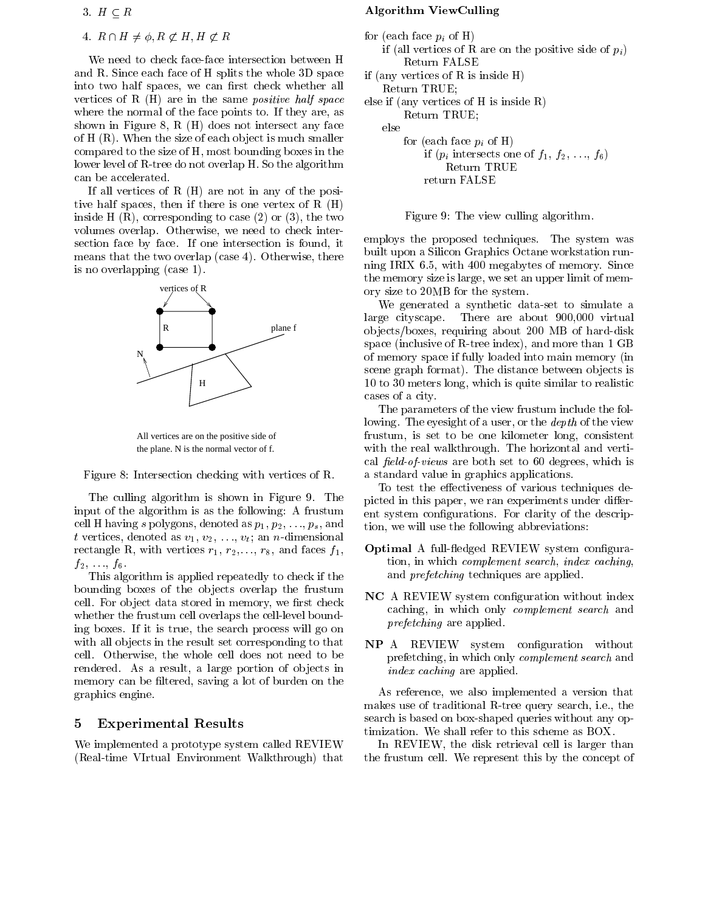3. $H \subseteq R$

4. $R \cap H \neq \phi, R \not\subset H, H \not\subset R$

We need to check face-face intersection between H and R. Since each face of H splits the whole 3D space into two half spaces, we can first check whether all vertices of R (H) are in the same *positive half space* where the normal of the face points to. If they are, as shown in Figure 8, R (H) does not intersect any face of H (R). When the size of each object is much smaller compared to the size of H, most bounding boxes in the lower level of R-tree do not overlap H. So the algorithm can be accelerated.

If all vertices of R (H) are not in any of the positive half spaces, then if there is one vertex of R (H) inside H (R), corresponding to case (2) or (3), the two volumes overlap. Otherwise, we need to check intersection face by face. If one intersection is found, it means that the two overlap (case 4). Otherwise, there is no overlapping (case 1).

vertices of R

R

plane f

N

H

All vertices are on the positive side of the plane. N is the normal vector of f.

Figure 8: Intersection checking with vertices of R.

The culling algorithm is shown in Figure 9. The input of the algorithm is as the following: A frustum cell H having $s$ polygons, denoted as $p_1, p_2, \ldots, p_s$, and $t$ vertices, denoted as $v_1, v_2, \ldots, v_t$; an $n$-dimensional rectangle R, with vertices $r_1, r_2, \ldots, r_8$, and faces $f_1, f_2, \ldots, f_6$.

This algorithm is applied repeatedly to check if the bounding boxes of the objects overlap the frustum cell. For object data stored in memory, we first check whether the frustum cell overlaps the cell-level bounding boxes. If it is true, the search process will go on with all objects in the result set corresponding to that cell. Otherwise, the whole cell does not need to be rendered. As a result, a large portion of objects in memory can be filtered, saving a lot of burden on the graphics engine.

**Algorithm ViewCulling**

```
for (each face p_i of H)
    if (all vertices of R are on the positive side of p_i)
        Return FALSE
if (any vertices of R is inside H)
    Return TRUE;
else if (any vertices of H is inside R)
        Return TRUE;
    else
        for (each face p_i of H)
            if (p_i intersects one of f_1, f_2, ..., f_6)
                Return TRUE
            return FALSE
```

Figure 9: The view culling algorithm.

## 5 Experimental Results

We implemented a prototype system called REVIEW (Real-time VIrtual Environment Walkthrough) that employs the proposed techniques. The system was built upon a Silicon Graphics Octane workstation running IRIX 6.5, with 400 megabytes of memory. Since the memory size is large, we set an upper limit of memory size to 20MB for the system.

We generated a synthetic data-set to simulate a large cityscape. There are about 900,000 virtual objects/boxes, requiring about 200 MB of hard-disk space (inclusive of R-tree index), and more than 1 GB of memory space if fully loaded into main memory (in scene graph format). The distance between objects is 10 to 30 meters long, which is quite similar to realistic cases of a city.

The parameters of the view frustum include the following. The eyesight of a user, or the *depth* of the view frustum, is set to be one kilometer long, consistent with the real walkthrough. The horizontal and vertical *field-of-views* are both set to 60 degrees, which is a standard value in graphics applications.

To test the effectiveness of various techniques depicted in this paper, we ran experiments under different system configurations. For clarity of the description, we will use the following abbreviations:

**Optimal** A full-fledged REVIEW system configuration, in which *complement search*, *index caching*, and *prefetching* techniques are applied.

**NC** A REVIEW system configuration without index caching, in which only *complement search* and *prefetching* are applied.

**NP** A REVIEW system configuration without prefetching, in which only *complement search* and *index caching* are applied.

As reference, we also implemented a version that makes use of traditional R-tree query search, i.e., the search is based on box-shaped queries without any optimization. We shall refer to this scheme as BOX.

In REVIEW, the disk retrieval cell is larger than the frustum cell. We represent this by the concept of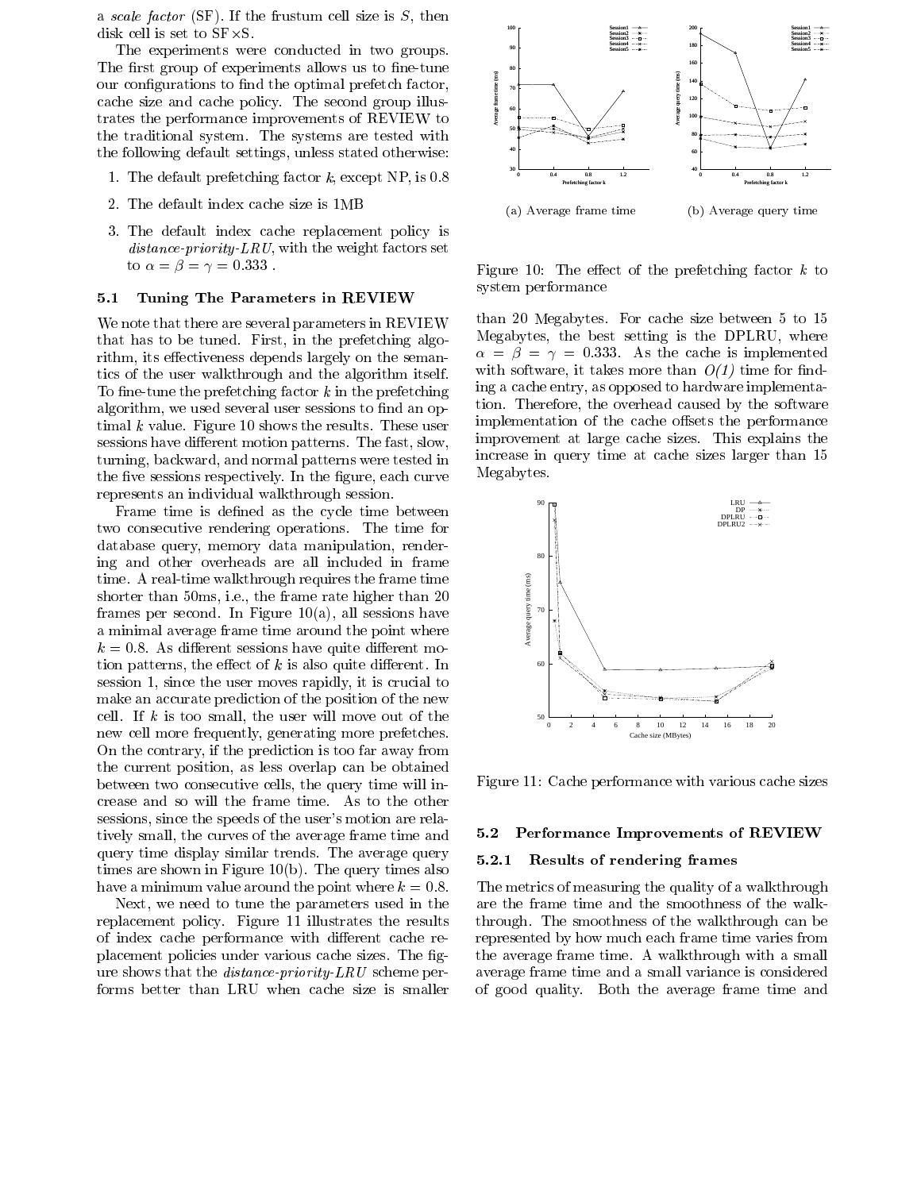a *scale factor* (SF). If the frustum cell size is $S$, then disk cell is set to SF $\times$S.

The experiments were conducted in two groups. The first group of experiments allows us to fine-tune our configurations to find the optimal prefetch factor, cache size and cache policy. The second group illustrates the performance improvements of REVIEW to the traditional system. The systems are tested with the following default settings, unless stated otherwise:

1. The default prefetching factor $k$, except NP, is 0.8
2. The default index cache size is 1MB
3. The default index cache replacement policy is *distance-priority-LRU*, with the weight factors set to $\alpha = \beta = \gamma = 0.333$ .

### 5.1 Tuning The Parameters in REVIEW

We note that there are several parameters in REVIEW that has to be tuned. First, in the prefetching algorithm, its effectiveness depends largely on the semantics of the user walkthrough and the algorithm itself. To fine-tune the prefetching factor $k$ in the prefetching algorithm, we used several user sessions to find an optimal $k$ value. Figure 10 shows the results. These user sessions have different motion patterns. The fast, slow, turning, backward, and normal patterns were tested in the five sessions respectively. In the figure, each curve represents an individual walkthrough session.

Frame time is defined as the cycle time between two consecutive rendering operations. The time for database query, memory data manipulation, rendering and other overheads are all included in frame time. A real-time walkthrough requires the frame time shorter than 50ms, i.e., the frame rate higher than 20 frames per second. In Figure 10(a), all sessions have a minimal average frame time around the point where $k = 0.8$. As different sessions have quite different motion patterns, the effect of $k$ is also quite different. In session 1, since the user moves rapidly, it is crucial to make an accurate prediction of the position of the new cell. If $k$ is too small, the user will move out of the new cell more frequently, generating more prefetches. On the contrary, if the prediction is too far away from the current position, as less overlap can be obtained between two consecutive cells, the query time will increase and so will the frame time. As to the other sessions, since the speeds of the user's motion are relatively small, the curves of the average frame time and query time display similar trends. The average query times are shown in Figure 10(b). The query times also have a minimum value around the point where $k = 0.8$.

Next, we need to tune the parameters used in the replacement policy. Figure 11 illustrates the results of index cache performance with different cache replacement policies under various cache sizes. The figure shows that the *distance-priority-LRU* scheme performs better than LRU when cache size is smaller than 20 Megabytes. For cache size between 5 to 15 Megabytes, the best setting is the DPLRU, where $\alpha = \beta = \gamma = 0.333$. As the cache is implemented with software, it takes more than *O(1)* time for finding a cache entry, as opposed to hardware implementation. Therefore, the overhead caused by the software implementation of the cache offsets the performance improvement at large cache sizes. This explains the increase in query time at cache sizes larger than 15 Megabytes.

(a) Average frame time (b) Average query time

Figure 10: The effect of the prefetching factor $k$ to system performance

Figure 11: Cache performance with various cache sizes

### 5.2 Performance Improvements of REVIEW

#### 5.2.1 Results of rendering frames

The metrics of measuring the quality of a walkthrough are the frame time and the smoothness of the walkthrough. The smoothness of the walkthrough can be represented by how much each frame time varies from the average frame time. A walkthrough with a small average frame time and a small variance is considered of good quality. Both the average frame time and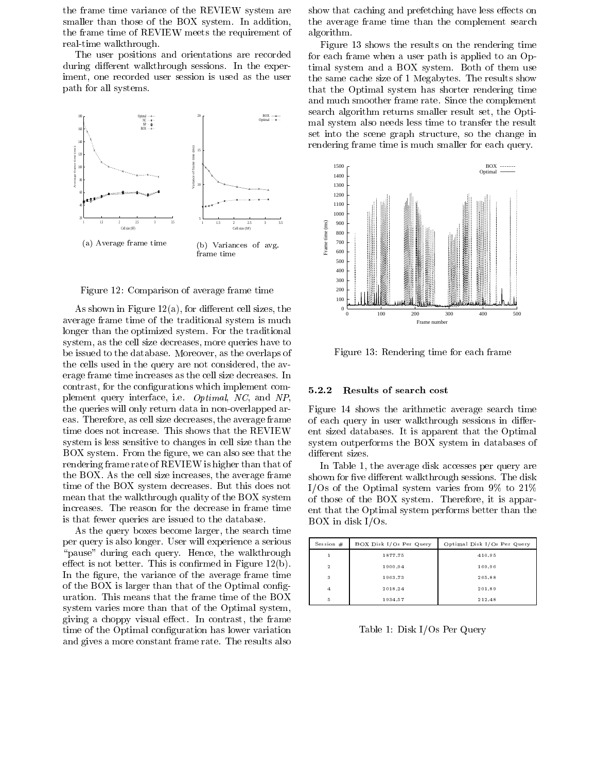the frame time variance of the REVIEW system are smaller than those of the BOX system. In addition, the frame time of REVIEW meets the requirement of real-time walkthrough.

The user positions and orientations are recorded during different walkthrough sessions. In the experiment, one recorded user session is used as the user path for all systems.

(a) Average frame time

(b) Variances of avg. frame time

Figure 12: Comparison of average frame time

As shown in Figure 12(a), for different cell sizes, the average frame time of the traditional system is much longer than the optimized system. For the traditional system, as the cell size decreases, more queries have to be issued to the database. Moreover, as the overlaps of the cells used in the query are not considered, the average frame time increases as the cell size decreases. In contrast, for the configurations which implement complement query interface, i.e. *Optimal*, *NC*, and *NP*, the queries will only return data in non-overlapped areas. Therefore, as cell size decreases, the average frame time does not increase. This shows that the REVIEW system is less sensitive to changes in cell size than the BOX system. From the figure, we can also see that the rendering frame rate of REVIEW is higher than that of the BOX. As the cell size increases, the average frame time of the BOX system decreases. But this does not mean that the walkthrough quality of the BOX system increases. The reason for the decrease in frame time is that fewer queries are issued to the database.

As the query boxes become larger, the search time per query is also longer. User will experience a serious "pause" during each query. Hence, the walkthrough effect is not better. This is confirmed in Figure 12(b). In the figure, the variance of the average frame time of the BOX is larger than that of the Optimal configuration. This means that the frame time of the BOX system varies more than that of the Optimal system, giving a choppy visual effect. In contrast, the frame time of the Optimal configuration has lower variation and gives a more constant frame rate. The results also show that caching and prefetching have less effects on the average frame time than the complement search algorithm.

Figure 13 shows the results on the rendering time for each frame when a user path is applied to an Optimal system and a BOX system. Both of them use the same cache size of 1 Megabytes. The results show that the Optimal system has shorter rendering time and much smoother frame rate. Since the complement search algorithm returns smaller result set, the Optimal system also needs less time to transfer the result set into the scene graph structure, so the change in rendering frame time is much smaller for each query.

Figure 13: Rendering time for each frame

### 5.2.2 Results of search cost

Figure 14 shows the arithmetic average search time of each query in user walkthrough sessions in different sized databases. It is apparent that the Optimal system outperforms the BOX system in databases of different sizes.

In Table 1, the average disk accesses per query are shown for five different walkthrough sessions. The disk I/Os of the Optimal system varies from 9% to 21% of those of the BOX system. Therefore, it is apparent that the Optimal system performs better than the BOX in disk I/Os.

| Session # | BOX Disk I/Os Per Query | Optimal Disk I/Os Per Query |
|---|---|---|
| 1 | 1877.75 | 410.95 |
| 2 | 1900.94 | 169.96 |
| 3 | 1963.73 | 265.88 |
| 4 | 2018.24 | 201.89 |
| 5 | 1934.57 | 212.48 |

Table 1: Disk I/Os Per Query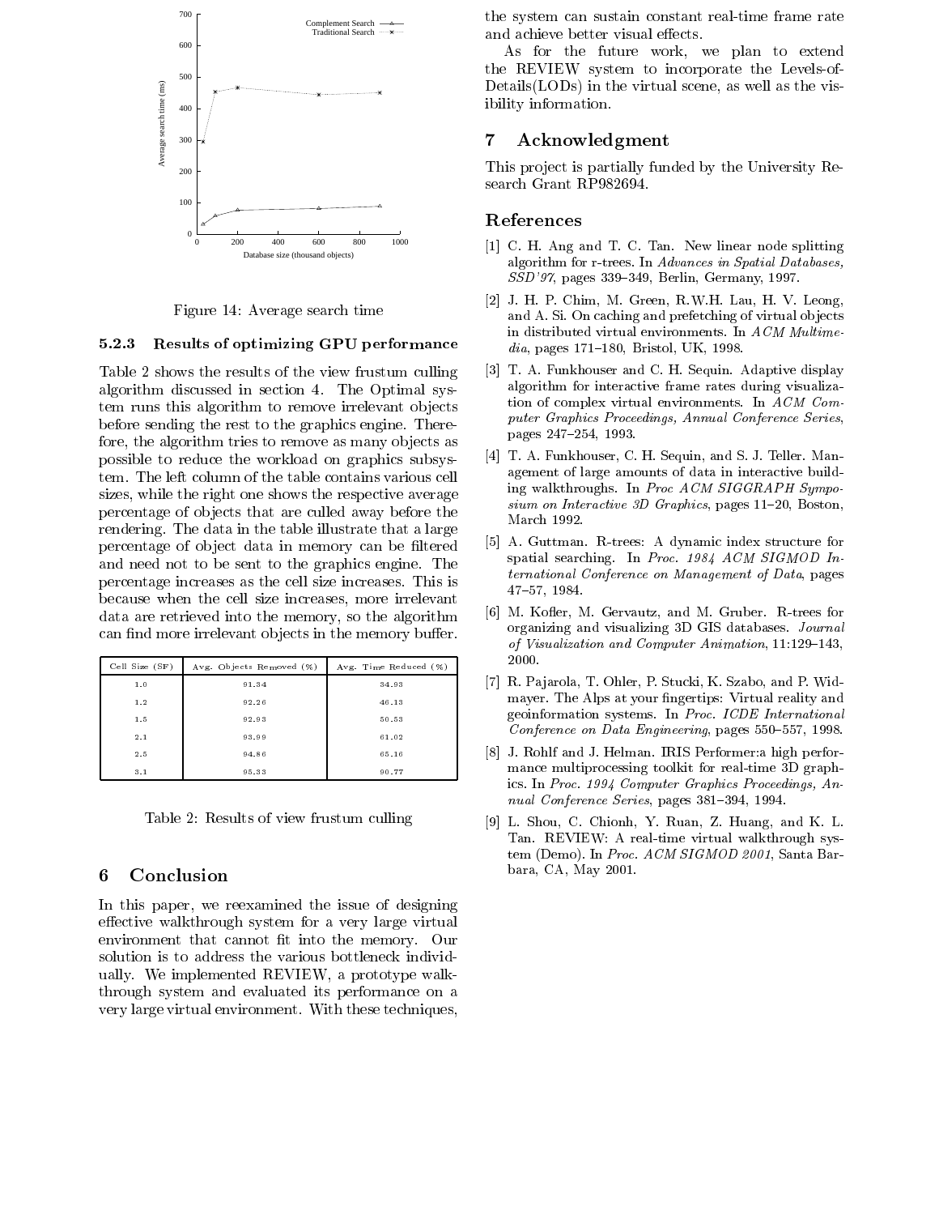700
600
500
400
300
200
100
0

Average search time (ms)

Complement Search
Traditional Search

0 200 400 600 800 1000

Database size (thousand objects)

Figure 14: Average search time

#### 5.2.3 Results of optimizing GPU performance

Table 2 shows the results of the view frustum culling algorithm discussed in section 4. The Optimal system runs this algorithm to remove irrelevant objects before sending the rest to the graphics engine. Therefore, the algorithm tries to remove as many objects as possible to reduce the workload on graphics subsystem. The left column of the table contains various cell sizes, while the right one shows the respective average percentage of objects that are culled away before the rendering. The data in the table illustrate that a large percentage of object data in memory can be filtered and need not to be sent to the graphics engine. The percentage increases as the cell size increases. This is because when the cell size increases, more irrelevant data are retrieved into the memory, so the algorithm can find more irrelevant objects in the memory buffer.

| Cell Size (SF) | Avg. Objects Removed (%) | Avg. Time Reduced (%) |
| --- | --- | --- |
| 1.0 | 91.34 | 34.93 |
| 1.2 | 92.26 | 46.13 |
| 1.5 | 92.93 | 50.53 |
| 2.1 | 93.99 | 61.02 |
| 2.5 | 94.86 | 65.16 |
| 3.1 | 95.33 | 90.77 |

Table 2: Results of view frustum culling

## 6 Conclusion

In this paper, we reexamined the issue of designing effective walkthrough system for a very large virtual environment that cannot fit into the memory. Our solution is to address the various bottleneck individually. We implemented REVIEW, a prototype walkthrough system and evaluated its performance on a very large virtual environment. With these techniques, the system can sustain constant real-time frame rate and achieve better visual effects.

As for the future work, we plan to extend the REVIEW system to incorporate the Levels-of-Details(LODs) in the virtual scene, as well as the visibility information.

## 7 Acknowledgment

This project is partially funded by the University Research Grant RP982694.

## References

[1] C. H. Ang and T. C. Tan. New linear node splitting algorithm for r-trees. In *Advances in Spatial Databases, SSD'97*, pages 339–349, Berlin, Germany, 1997.

[2] J. H. P. Chim, M. Green, R.W.H. Lau, H. V. Leong, and A. Si. On caching and prefetching of virtual objects in distributed virtual environments. In *ACM Multimedia*, pages 171–180, Bristol, UK, 1998.

[3] T. A. Funkhouser and C. H. Sequin. Adaptive display algorithm for interactive frame rates during visualization of complex virtual environments. In *ACM Computer Graphics Proceedings, Annual Conference Series*, pages 247–254, 1993.

[4] T. A. Funkhouser, C. H. Sequin, and S. J. Teller. Management of large amounts of data in interactive building walkthroughs. In *Proc ACM SIGGRAPH Symposium on Interactive 3D Graphics*, pages 11–20, Boston, March 1992.

[5] A. Guttman. R-trees: A dynamic index structure for spatial searching. In *Proc. 1984 ACM SIGMOD International Conference on Management of Data*, pages 47–57, 1984.

[6] M. Kofler, M. Gervautz, and M. Gruber. R-trees for organizing and visualizing 3D GIS databases. *Journal of Visualization and Computer Animation*, 11:129–143, 2000.

[7] R. Pajarola, T. Ohler, P. Stucki, K. Szabo, and P. Widmayer. The Alps at your fingertips: Virtual reality and geoinformation systems. In *Proc. ICDE International Conference on Data Engineering*, pages 550–557, 1998.

[8] J. Rohlf and J. Helman. IRIS Performer:a high performance multiprocessing toolkit for real-time 3D graphics. In *Proc. 1994 Computer Graphics Proceedings, Annual Conference Series*, pages 381–394, 1994.

[9] L. Shou, C. Chionh, Y. Ruan, Z. Huang, and K. L. Tan. REVIEW: A real-time virtual walkthrough system (Demo). In *Proc. ACM SIGMOD 2001*, Santa Barbara, CA, May 2001.